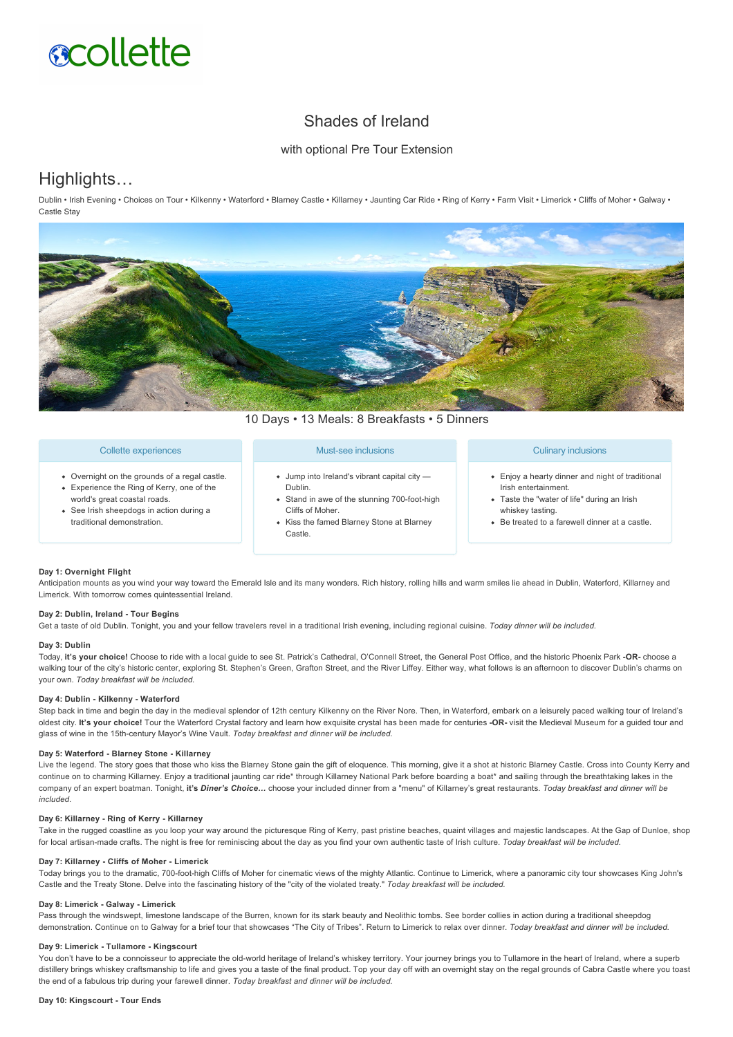collette

# Shades of Ireland

with optional Pre Tour Extension

## Highlights…

Dublin • Irish Evening • Choices on Tour • Kilkenny • Waterford • Blarney Castle • Killarney • Jaunting Car Ride • Ring of Kerry • Farm Visit • Limerick • Cliffs of Moher • Galway • Castle Stay

10 Days • 13 Meals: 8 Breakfasts • 5 Dinners

### Collette experiences

- Overnight on the grounds of a regal castle.
- Experience the Ring of Kerry, one of the world's great coastal roads.
- See Irish sheepdogs in action during a traditional demonstration.

### Must-see inclusions

- Jump into Ireland's vibrant capital city — Dublin.
- Stand in awe of the stunning 700-foot-high Cliffs of Moher.
- Kiss the famed Blarney Stone at Blarney Castle.

### Culinary inclusions

- Enjoy a hearty dinner and night of traditional Irish entertainment.
- Taste the "water of life" during an Irish whiskey tasting.
- Be treated to a farewell dinner at a castle.

**Day 1: Overnight Flight**

Anticipation mounts as you wind your way toward the Emerald Isle and its many wonders. Rich history, rolling hills and warm smiles lie ahead in Dublin, Waterford, Killarney and Limerick. With tomorrow comes quintessential Ireland.

**Day 2: Dublin, Ireland - Tour Begins**

Get a taste of old Dublin. Tonight, you and your fellow travelers revel in a traditional Irish evening, including regional cuisine. *Today dinner will be included.*

**Day 3: Dublin**

Today, **it's your choice!** Choose to ride with a local guide to see St. Patrick's Cathedral, O'Connell Street, the General Post Office, and the historic Phoenix Park **-OR-** choose a walking tour of the city's historic center, exploring St. Stephen's Green, Grafton Street, and the River Liffey. Either way, what follows is an afternoon to discover Dublin's charms on your own. *Today breakfast will be included.*

**Day 4: Dublin - Kilkenny - Waterford**

Step back in time and begin the day in the medieval splendor of 12th century Kilkenny on the River Nore. Then, in Waterford, embark on a leisurely paced walking tour of Ireland's oldest city. **It's your choice!** Tour the Waterford Crystal factory and learn how exquisite crystal has been made for centuries **-OR-** visit the Medieval Museum for a guided tour and glass of wine in the 15th-century Mayor's Wine Vault. *Today breakfast and dinner will be included.*

**Day 5: Waterford - Blarney Stone - Killarney**

Live the legend. The story goes that those who kiss the Blarney Stone gain the gift of eloquence. This morning, give it a shot at historic Blarney Castle. Cross into County Kerry and continue on to charming Killarney. Enjoy a traditional jaunting car ride* through Killarney National Park before boarding a boat* and sailing through the breathtaking lakes in the company of an expert boatman. Tonight, **it's *Diner's Choice…*** choose your included dinner from a "menu" of Killarney's great restaurants. *Today breakfast and dinner will be included.*

**Day 6: Killarney - Ring of Kerry - Killarney**

Take in the rugged coastline as you loop your way around the picturesque Ring of Kerry, past pristine beaches, quaint villages and majestic landscapes. At the Gap of Dunloe, shop for local artisan-made crafts. The night is free for reminiscing about the day as you find your own authentic taste of Irish culture. *Today breakfast will be included.*

**Day 7: Killarney - Cliffs of Moher - Limerick**

Today brings you to the dramatic, 700-foot-high Cliffs of Moher for cinematic views of the mighty Atlantic. Continue to Limerick, where a panoramic city tour showcases King John's Castle and the Treaty Stone. Delve into the fascinating history of the "city of the violated treaty." *Today breakfast will be included.*

**Day 8: Limerick - Galway - Limerick**

Pass through the windswept, limestone landscape of the Burren, known for its stark beauty and Neolithic tombs. See border collies in action during a traditional sheepdog demonstration. Continue on to Galway for a brief tour that showcases "The City of Tribes". Return to Limerick to relax over dinner. *Today breakfast and dinner will be included.*

**Day 9: Limerick - Tullamore - Kingscourt**

You don't have to be a connoisseur to appreciate the old-world heritage of Ireland's whiskey territory. Your journey brings you to Tullamore in the heart of Ireland, where a superb distillery brings whiskey craftsmanship to life and gives you a taste of the final product. Top your day off with an overnight stay on the regal grounds of Cabra Castle where you toast the end of a fabulous trip during your farewell dinner. *Today breakfast and dinner will be included.*

**Day 10: Kingscourt - Tour Ends**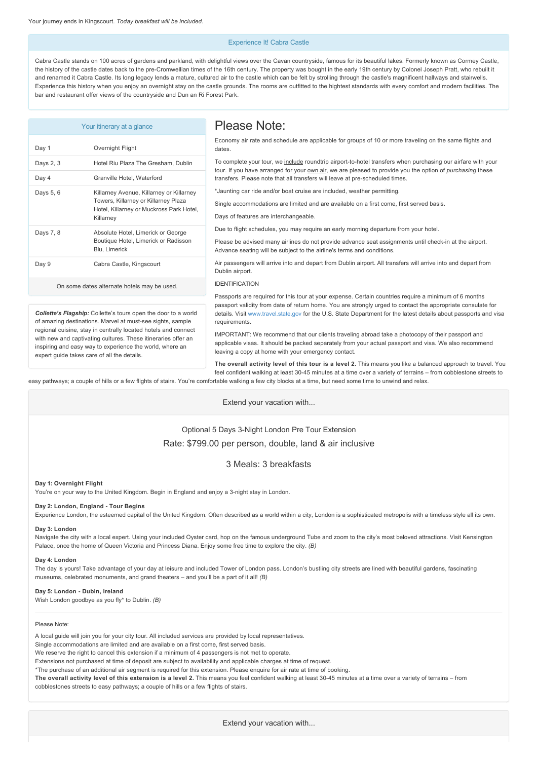Your journey ends in Kingscourt. *Today breakfast will be included.*

### Experience It! Cabra Castle

Cabra Castle stands on 100 acres of gardens and parkland, with delightful views over the Cavan countryside, famous for its beautiful lakes. Formerly known as Cormey Castle, the history of the castle dates back to the pre-Cromwellian times of the 16th century. The property was bought in the early 19th century by Colonel Joseph Pratt, who rebuilt it and renamed it Cabra Castle. Its long legacy lends a mature, cultured air to the castle which can be felt by strolling through the castle's magnificent hallways and stairwells. Experience this history when you enjoy an overnight stay on the castle grounds. The rooms are outfitted to the hightest standards with every comfort and modern facilities. The bar and restaurant offer views of the countryside and Dun an Ri Forest Park.

### Your itinerary at a glance

| | |
|---|---|
| Day 1 | Overnight Flight |
| Days 2, 3 | Hotel Riu Plaza The Gresham, Dublin |
| Day 4 | Granville Hotel, Waterford |
| Days 5, 6 | Killarney Avenue, Killarney or Killarney Towers, Killarney or Killarney Plaza Hotel, Killarney or Muckross Park Hotel, Killarney |
| Days 7, 8 | Absolute Hotel, Limerick or George Boutique Hotel, Limerick or Radisson Blu, Limerick |
| Day 9 | Cabra Castle, Kingscourt |

On some dates alternate hotels may be used.

***Collette's Flagship:*** Collette's tours open the door to a world of amazing destinations. Marvel at must-see sights, sample regional cuisine, stay in centrally located hotels and connect with new and captivating cultures. These itineraries offer an inspiring and easy way to experience the world, where an expert guide takes care of all the details.

# Please Note:

Economy air rate and schedule are applicable for groups of 10 or more traveling on the same flights and dates.

To complete your tour, we include roundtrip airport-to-hotel transfers when purchasing our airfare with your tour. If you have arranged for your own air, we are pleased to provide you the option of *purchasing* these transfers. Please note that all transfers will leave at pre-scheduled times.

*Jaunting car ride and/or boat cruise are included, weather permitting.

Single accommodations are limited and are available on a first come, first served basis.

Days of features are interchangeable.

Due to flight schedules, you may require an early morning departure from your hotel.

Please be advised many airlines do not provide advance seat assignments until check-in at the airport. Advance seating will be subject to the airline's terms and conditions.

Air passengers will arrive into and depart from Dublin airport. All transfers will arrive into and depart from Dublin airport.

IDENTIFICATION

Passports are required for this tour at your expense. Certain countries require a minimum of 6 months passport validity from date of return home. You are strongly urged to contact the appropriate consulate for details. Visit www.travel.state.gov for the U.S. State Department for the latest details about passports and visa requirements.

IMPORTANT: We recommend that our clients traveling abroad take a photocopy of their passport and applicable visas. It should be packed separately from your actual passport and visa. We also recommend leaving a copy at home with your emergency contact.

**The overall activity level of this tour is a level 2.** This means you like a balanced approach to travel. You feel confident walking at least 30-45 minutes at a time over a variety of terrains – from cobblestone streets to easy pathways; a couple of hills or a few flights of stairs. You're comfortable walking a few city blocks at a time, but need some time to unwind and relax.

## Extend your vacation with...

### Optional 5 Days 3-Night London Pre Tour Extension

### Rate: $799.00 per person, double, land & air inclusive

### 3 Meals: 3 breakfasts

**Day 1: Overnight Flight**
You're on your way to the United Kingdom. Begin in England and enjoy a 3-night stay in London.

**Day 2: London, England - Tour Begins**
Experience London, the esteemed capital of the United Kingdom. Often described as a world within a city, London is a sophisticated metropolis with a timeless style all its own.

**Day 3: London**
Navigate the city with a local expert. Using your included Oyster card, hop on the famous underground Tube and zoom to the city's most beloved attractions. Visit Kensington Palace, once the home of Queen Victoria and Princess Diana. Enjoy some free time to explore the city. *(B)*

**Day 4: London**
The day is yours! Take advantage of your day at leisure and included Tower of London pass. London's bustling city streets are lined with beautiful gardens, fascinating museums, celebrated monuments, and grand theaters – and you'll be a part of it all! *(B)*

**Day 5: London - Dubin, Ireland**
Wish London goodbye as you fly* to Dublin. *(B)*

Please Note:

A local guide will join you for your city tour. All included services are provided by local representatives.
Single accommodations are limited and are available on a first come, first served basis.
We reserve the right to cancel this extension if a minimum of 4 passengers is not met to operate.
Extensions not purchased at time of deposit are subject to availability and applicable charges at time of request.
*The purchase of an additional air segment is required for this extension. Please enquire for air rate at time of booking.
**The overall activity level of this extension is a level 2.** This means you feel confident walking at least 30-45 minutes at a time over a variety of terrains – from cobblestones streets to easy pathways; a couple of hills or a few flights of stairs.

## Extend your vacation with...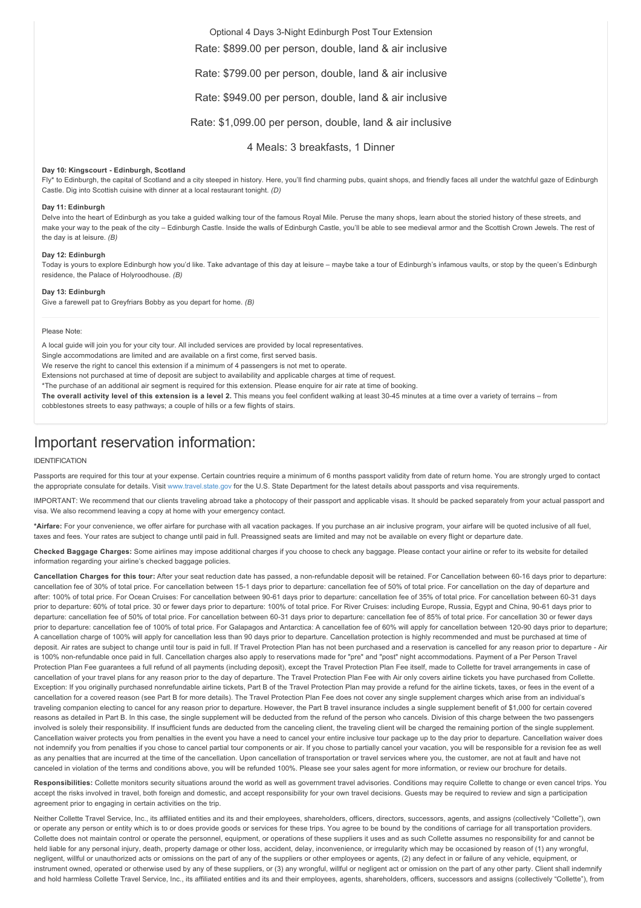Optional 4 Days 3-Night Edinburgh Post Tour Extension

Rate: $899.00 per person, double, land & air inclusive

Rate: $799.00 per person, double, land & air inclusive

Rate: $949.00 per person, double, land & air inclusive

Rate: $1,099.00 per person, double, land & air inclusive

4 Meals: 3 breakfasts, 1 Dinner

**Day 10: Kingscourt - Edinburgh, Scotland**

Fly* to Edinburgh, the capital of Scotland and a city steeped in history. Here, you'll find charming pubs, quaint shops, and friendly faces all under the watchful gaze of Edinburgh Castle. Dig into Scottish cuisine with dinner at a local restaurant tonight. *(D)*

**Day 11: Edinburgh**

Delve into the heart of Edinburgh as you take a guided walking tour of the famous Royal Mile. Peruse the many shops, learn about the storied history of these streets, and make your way to the peak of the city – Edinburgh Castle. Inside the walls of Edinburgh Castle, you'll be able to see medieval armor and the Scottish Crown Jewels. The rest of the day is at leisure. *(B)*

**Day 12: Edinburgh**

Today is yours to explore Edinburgh how you'd like. Take advantage of this day at leisure – maybe take a tour of Edinburgh's infamous vaults, or stop by the queen's Edinburgh residence, the Palace of Holyroodhouse. *(B)*

**Day 13: Edinburgh**

Give a farewell pat to Greyfriars Bobby as you depart for home. *(B)*

Please Note:

A local guide will join you for your city tour. All included services are provided by local representatives.

Single accommodations are limited and are available on a first come, first served basis.

We reserve the right to cancel this extension if a minimum of 4 passengers is not met to operate.

Extensions not purchased at time of deposit are subject to availability and applicable charges at time of request.

*The purchase of an additional air segment is required for this extension. Please enquire for air rate at time of booking.

**The overall activity level of this extension is a level 2.** This means you feel confident walking at least 30-45 minutes at a time over a variety of terrains – from cobblestones streets to easy pathways; a couple of hills or a few flights of stairs.

# Important reservation information:

IDENTIFICATION

Passports are required for this tour at your expense. Certain countries require a minimum of 6 months passport validity from date of return home. You are strongly urged to contact the appropriate consulate for details. Visit www.travel.state.gov for the U.S. State Department for the latest details about passports and visa requirements.

IMPORTANT: We recommend that our clients traveling abroad take a photocopy of their passport and applicable visas. It should be packed separately from your actual passport and visa. We also recommend leaving a copy at home with your emergency contact.

**\*Airfare:** For your convenience, we offer airfare for purchase with all vacation packages. If you purchase an air inclusive program, your airfare will be quoted inclusive of all fuel, taxes and fees. Your rates are subject to change until paid in full. Preassigned seats are limited and may not be available on every flight or departure date.

**Checked Baggage Charges:** Some airlines may impose additional charges if you choose to check any baggage. Please contact your airline or refer to its website for detailed information regarding your airline's checked baggage policies.

**Cancellation Charges for this tour:** After your seat reduction date has passed, a non-refundable deposit will be retained. For Cancellation between 60-16 days prior to departure: cancellation fee of 30% of total price. For cancellation between 15-1 days prior to departure: cancellation fee of 50% of total price. For cancellation on the day of departure and after: 100% of total price. For Ocean Cruises: For cancellation between 90-61 days prior to departure: cancellation fee of 35% of total price. For cancellation between 60-31 days prior to departure: 60% of total price. 30 or fewer days prior to departure: 100% of total price. For River Cruises: including Europe, Russia, Egypt and China, 90-61 days prior to departure: cancellation fee of 50% of total price. For cancellation between 60-31 days prior to departure: cancellation fee of 85% of total price. For cancellation 30 or fewer days prior to departure: cancellation fee of 100% of total price. For Galapagos and Antarctica: A cancellation fee of 60% will apply for cancellation between 120-90 days prior to departure; A cancellation charge of 100% will apply for cancellation less than 90 days prior to departure. Cancellation protection is highly recommended and must be purchased at time of deposit. Air rates are subject to change until tour is paid in full. If Travel Protection Plan has not been purchased and a reservation is cancelled for any reason prior to departure - Air is 100% non-refundable once paid in full. Cancellation charges also apply to reservations made for "pre" and "post" night accommodations. Payment of a Per Person Travel Protection Plan Fee guarantees a full refund of all payments (including deposit), except the Travel Protection Plan Fee itself, made to Collette for travel arrangements in case of cancellation of your travel plans for any reason prior to the day of departure. The Travel Protection Plan Fee with Air only covers airline tickets you have purchased from Collette. Exception: If you originally purchased nonrefundable airline tickets, Part B of the Travel Protection Plan may provide a refund for the airline tickets, taxes, or fees in the event of a cancellation for a covered reason (see Part B for more details). The Travel Protection Plan Fee does not cover any single supplement charges which arise from an individual's traveling companion electing to cancel for any reason prior to departure. However, the Part B travel insurance includes a single supplement benefit of $1,000 for certain covered reasons as detailed in Part B. In this case, the single supplement will be deducted from the refund of the person who cancels. Division of this charge between the two passengers involved is solely their responsibility. If insufficient funds are deducted from the canceling client, the traveling client will be charged the remaining portion of the single supplement. Cancellation waiver protects you from penalties in the event you have a need to cancel your entire inclusive tour package up to the day prior to departure. Cancellation waiver does not indemnify you from penalties if you chose to cancel partial tour components or air. If you chose to partially cancel your vacation, you will be responsible for a revision fee as well as any penalties that are incurred at the time of the cancellation. Upon cancellation of transportation or travel services where you, the customer, are not at fault and have not canceled in violation of the terms and conditions above, you will be refunded 100%. Please see your sales agent for more information, or review our brochure for details.

**Responsibilities:** Collette monitors security situations around the world as well as government travel advisories. Conditions may require Collette to change or even cancel trips. You accept the risks involved in travel, both foreign and domestic, and accept responsibility for your own travel decisions. Guests may be required to review and sign a participation agreement prior to engaging in certain activities on the trip.

Neither Collette Travel Service, Inc., its affiliated entities and its and their employees, shareholders, officers, directors, successors, agents, and assigns (collectively "Collette"), own or operate any person or entity which is to or does provide goods or services for these trips. You agree to be bound by the conditions of carriage for all transportation providers. Collette does not maintain control or operate the personnel, equipment, or operations of these suppliers it uses and as such Collette assumes no responsibility for and cannot be held liable for any personal injury, death, property damage or other loss, accident, delay, inconvenience, or irregularity which may be occasioned by reason of (1) any wrongful, negligent, willful or unauthorized acts or omissions on the part of any of the suppliers or other employees or agents, (2) any defect in or failure of any vehicle, equipment, or instrument owned, operated or otherwise used by any of these suppliers, or (3) any wrongful, willful or negligent act or omission on the part of any other party. Client shall indemnify and hold harmless Collette Travel Service, Inc., its affiliated entities and its and their employees, agents, shareholders, officers, successors and assigns (collectively "Collette"), from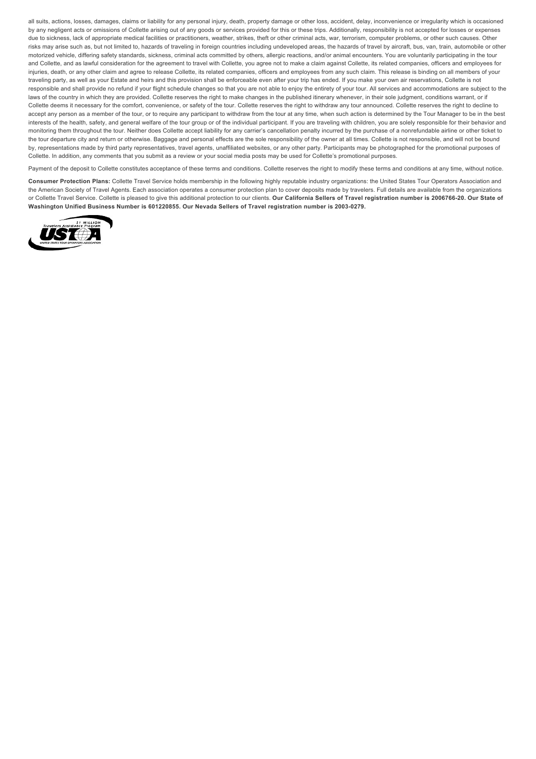all suits, actions, losses, damages, claims or liability for any personal injury, death, property damage or other loss, accident, delay, inconvenience or irregularity which is occasioned by any negligent acts or omissions of Collette arising out of any goods or services provided for this or these trips. Additionally, responsibility is not accepted for losses or expenses due to sickness, lack of appropriate medical facilities or practitioners, weather, strikes, theft or other criminal acts, war, terrorism, computer problems, or other such causes. Other risks may arise such as, but not limited to, hazards of traveling in foreign countries including undeveloped areas, the hazards of travel by aircraft, bus, van, train, automobile or other motorized vehicle, differing safety standards, sickness, criminal acts committed by others, allergic reactions, and/or animal encounters. You are voluntarily participating in the tour and Collette, and as lawful consideration for the agreement to travel with Collette, you agree not to make a claim against Collette, its related companies, officers and employees for injuries, death, or any other claim and agree to release Collette, its related companies, officers and employees from any such claim. This release is binding on all members of your traveling party, as well as your Estate and heirs and this provision shall be enforceable even after your trip has ended. If you make your own air reservations, Collette is not responsible and shall provide no refund if your flight schedule changes so that you are not able to enjoy the entirety of your tour. All services and accommodations are subject to the laws of the country in which they are provided. Collette reserves the right to make changes in the published itinerary whenever, in their sole judgment, conditions warrant, or if Collette deems it necessary for the comfort, convenience, or safety of the tour. Collette reserves the right to withdraw any tour announced. Collette reserves the right to decline to accept any person as a member of the tour, or to require any participant to withdraw from the tour at any time, when such action is determined by the Tour Manager to be in the best interests of the health, safety, and general welfare of the tour group or of the individual participant. If you are traveling with children, you are solely responsible for their behavior and monitoring them throughout the tour. Neither does Collette accept liability for any carrier's cancellation penalty incurred by the purchase of a nonrefundable airline or other ticket to the tour departure city and return or otherwise. Baggage and personal effects are the sole responsibility of the owner at all times. Collette is not responsible, and will not be bound by, representations made by third party representatives, travel agents, unaffiliated websites, or any other party. Participants may be photographed for the promotional purposes of Collette. In addition, any comments that you submit as a review or your social media posts may be used for Collette's promotional purposes.

Payment of the deposit to Collette constitutes acceptance of these terms and conditions. Collette reserves the right to modify these terms and conditions at any time, without notice.

**Consumer Protection Plans:** Collette Travel Service holds membership in the following highly reputable industry organizations: the United States Tour Operators Association and the American Society of Travel Agents. Each association operates a consumer protection plan to cover deposits made by travelers. Full details are available from the organizations or Collette Travel Service. Collette is pleased to give this additional protection to our clients. **Our California Sellers of Travel registration number is 2006766-20. Our State of Washington Unified Business Number is 601220855. Our Nevada Sellers of Travel registration number is 2003-0279.**

$1 MILLION Travelers Assistance Program

USTOA

UNITED STATES TOUR OPERATORS ASSOCIATION